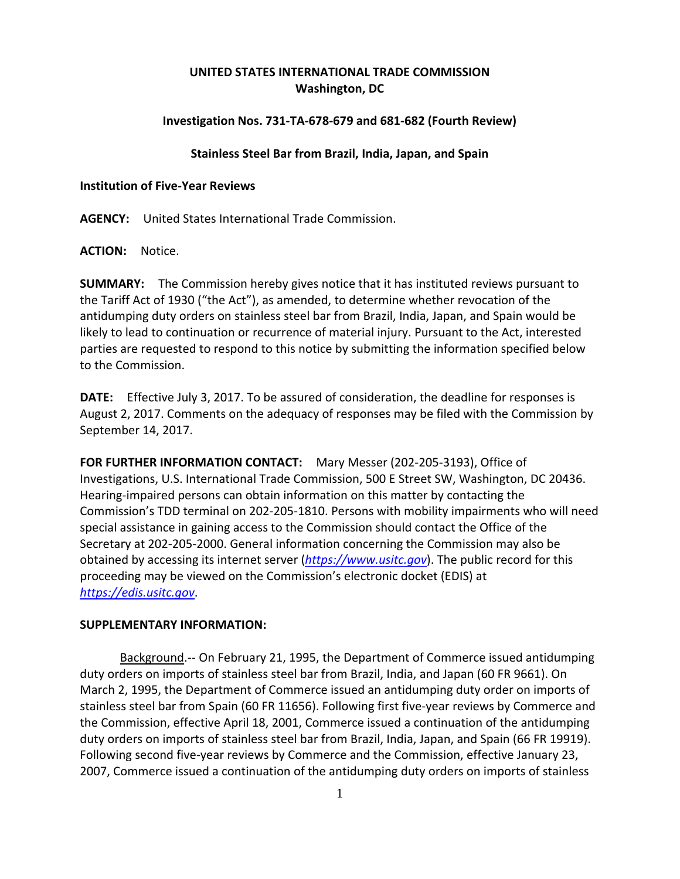**UNITED STATES INTERNATIONAL TRADE COMMISSION**
**Washington, DC**

**Investigation Nos. 731-TA-678-679 and 681-682 (Fourth Review)**

**Stainless Steel Bar from Brazil, India, Japan, and Spain**

**Institution of Five-Year Reviews**

**AGENCY:** United States International Trade Commission.

**ACTION:** Notice.

**SUMMARY:** The Commission hereby gives notice that it has instituted reviews pursuant to the Tariff Act of 1930 ("the Act"), as amended, to determine whether revocation of the antidumping duty orders on stainless steel bar from Brazil, India, Japan, and Spain would be likely to lead to continuation or recurrence of material injury. Pursuant to the Act, interested parties are requested to respond to this notice by submitting the information specified below to the Commission.

**DATE:** Effective July 3, 2017. To be assured of consideration, the deadline for responses is August 2, 2017. Comments on the adequacy of responses may be filed with the Commission by September 14, 2017.

**FOR FURTHER INFORMATION CONTACT:** Mary Messer (202-205-3193), Office of Investigations, U.S. International Trade Commission, 500 E Street SW, Washington, DC 20436. Hearing-impaired persons can obtain information on this matter by contacting the Commission's TDD terminal on 202-205-1810. Persons with mobility impairments who will need special assistance in gaining access to the Commission should contact the Office of the Secretary at 202-205-2000. General information concerning the Commission may also be obtained by accessing its internet server (*https://www.usitc.gov*). The public record for this proceeding may be viewed on the Commission's electronic docket (EDIS) at *https://edis.usitc.gov*.

**SUPPLEMENTARY INFORMATION:**

Background.-- On February 21, 1995, the Department of Commerce issued antidumping duty orders on imports of stainless steel bar from Brazil, India, and Japan (60 FR 9661). On March 2, 1995, the Department of Commerce issued an antidumping duty order on imports of stainless steel bar from Spain (60 FR 11656). Following first five-year reviews by Commerce and the Commission, effective April 18, 2001, Commerce issued a continuation of the antidumping duty orders on imports of stainless steel bar from Brazil, India, Japan, and Spain (66 FR 19919). Following second five-year reviews by Commerce and the Commission, effective January 23, 2007, Commerce issued a continuation of the antidumping duty orders on imports of stainless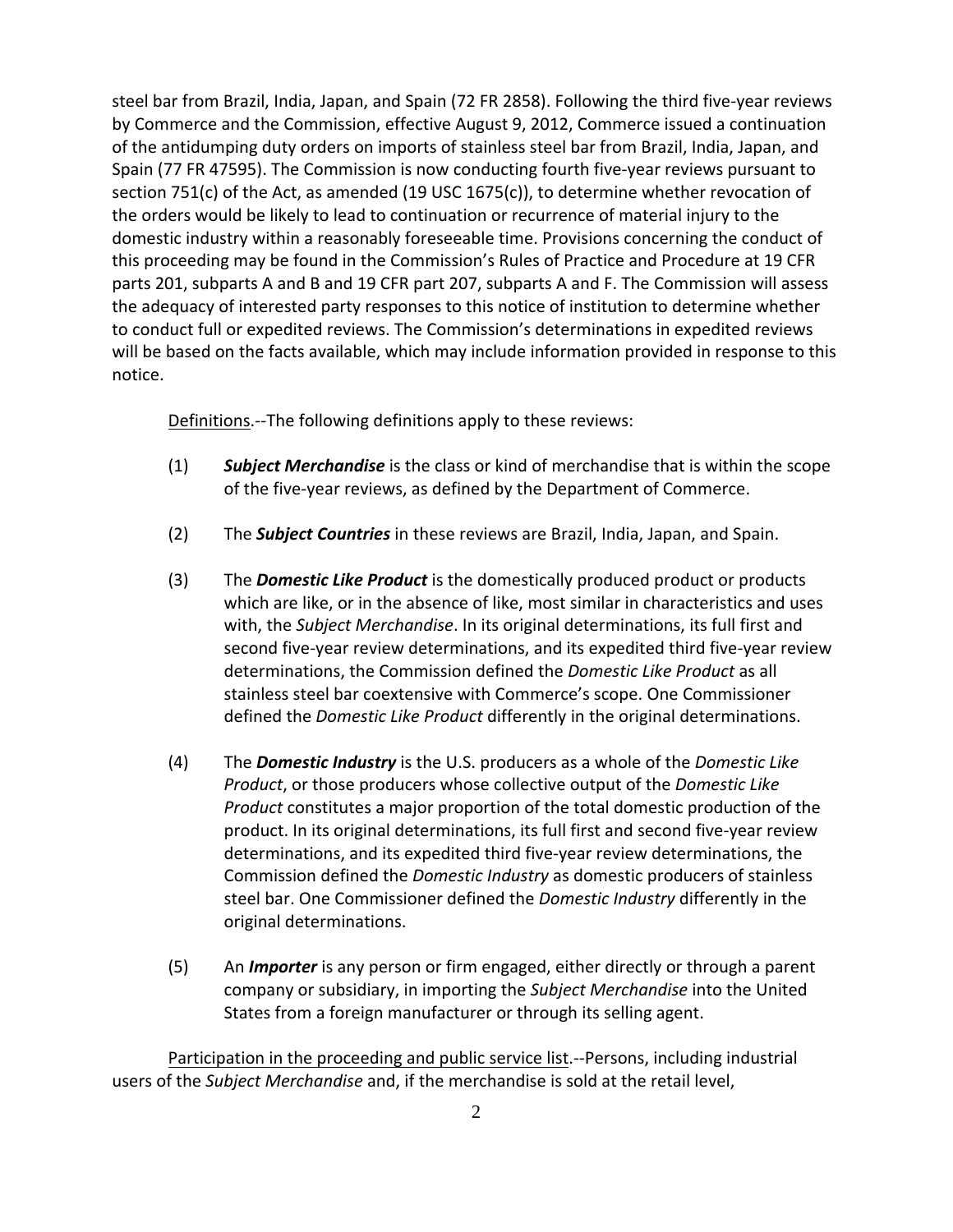steel bar from Brazil, India, Japan, and Spain (72 FR 2858). Following the third five-year reviews by Commerce and the Commission, effective August 9, 2012, Commerce issued a continuation of the antidumping duty orders on imports of stainless steel bar from Brazil, India, Japan, and Spain (77 FR 47595). The Commission is now conducting fourth five-year reviews pursuant to section 751(c) of the Act, as amended (19 USC 1675(c)), to determine whether revocation of the orders would be likely to lead to continuation or recurrence of material injury to the domestic industry within a reasonably foreseeable time. Provisions concerning the conduct of this proceeding may be found in the Commission's Rules of Practice and Procedure at 19 CFR parts 201, subparts A and B and 19 CFR part 207, subparts A and F. The Commission will assess the adequacy of interested party responses to this notice of institution to determine whether to conduct full or expedited reviews. The Commission's determinations in expedited reviews will be based on the facts available, which may include information provided in response to this notice.

Definitions.--The following definitions apply to these reviews:

(1) ***Subject Merchandise*** is the class or kind of merchandise that is within the scope of the five-year reviews, as defined by the Department of Commerce.

(2) The ***Subject Countries*** in these reviews are Brazil, India, Japan, and Spain.

(3) The ***Domestic Like Product*** is the domestically produced product or products which are like, or in the absence of like, most similar in characteristics and uses with, the *Subject Merchandise*. In its original determinations, its full first and second five-year review determinations, and its expedited third five-year review determinations, the Commission defined the *Domestic Like Product* as all stainless steel bar coextensive with Commerce's scope. One Commissioner defined the *Domestic Like Product* differently in the original determinations.

(4) The ***Domestic Industry*** is the U.S. producers as a whole of the *Domestic Like Product*, or those producers whose collective output of the *Domestic Like Product* constitutes a major proportion of the total domestic production of the product. In its original determinations, its full first and second five-year review determinations, and its expedited third five-year review determinations, the Commission defined the *Domestic Industry* as domestic producers of stainless steel bar. One Commissioner defined the *Domestic Industry* differently in the original determinations.

(5) An ***Importer*** is any person or firm engaged, either directly or through a parent company or subsidiary, in importing the *Subject Merchandise* into the United States from a foreign manufacturer or through its selling agent.

Participation in the proceeding and public service list.--Persons, including industrial users of the *Subject Merchandise* and, if the merchandise is sold at the retail level,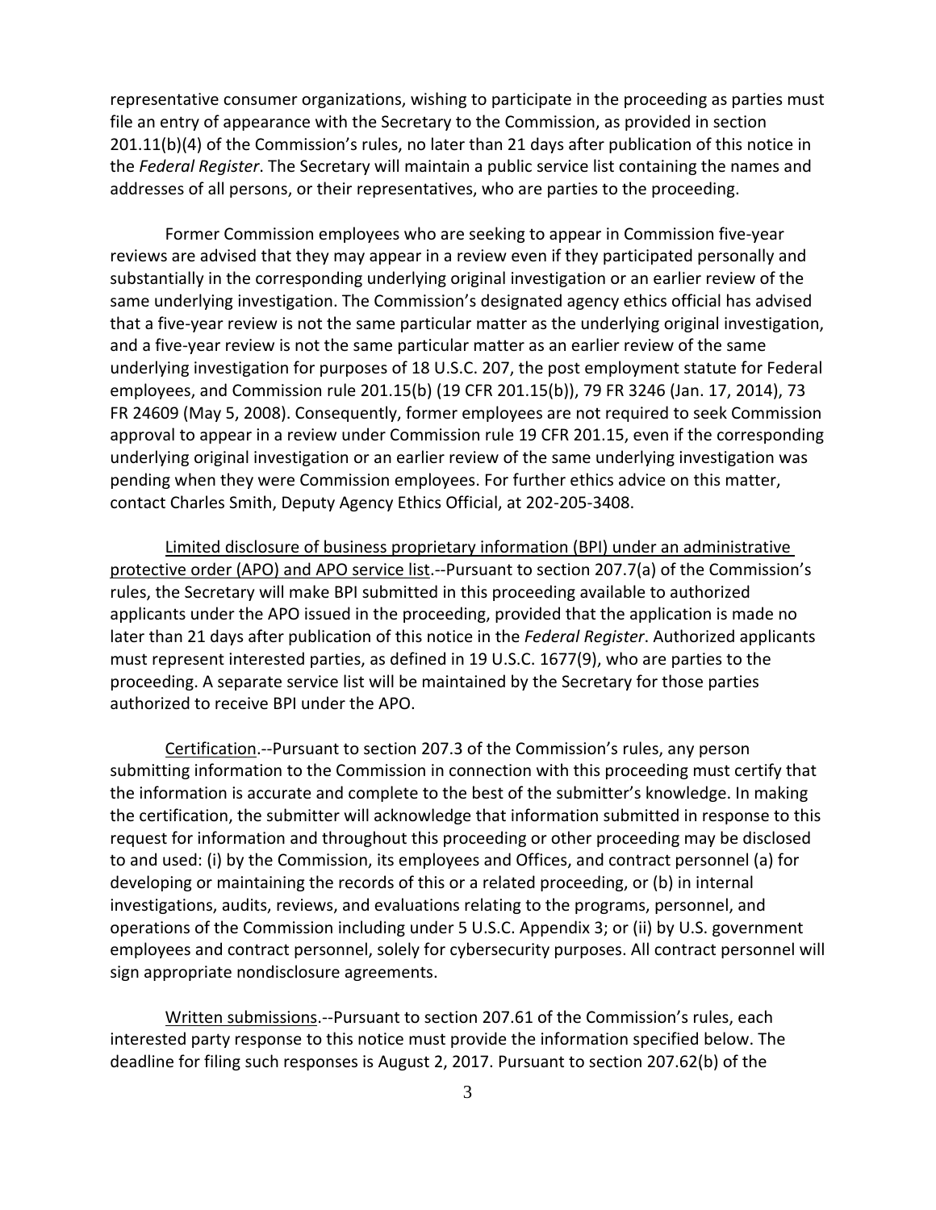representative consumer organizations, wishing to participate in the proceeding as parties must file an entry of appearance with the Secretary to the Commission, as provided in section 201.11(b)(4) of the Commission's rules, no later than 21 days after publication of this notice in the *Federal Register*. The Secretary will maintain a public service list containing the names and addresses of all persons, or their representatives, who are parties to the proceeding.

Former Commission employees who are seeking to appear in Commission five-year reviews are advised that they may appear in a review even if they participated personally and substantially in the corresponding underlying original investigation or an earlier review of the same underlying investigation. The Commission's designated agency ethics official has advised that a five-year review is not the same particular matter as the underlying original investigation, and a five-year review is not the same particular matter as an earlier review of the same underlying investigation for purposes of 18 U.S.C. 207, the post employment statute for Federal employees, and Commission rule 201.15(b) (19 CFR 201.15(b)), 79 FR 3246 (Jan. 17, 2014), 73 FR 24609 (May 5, 2008). Consequently, former employees are not required to seek Commission approval to appear in a review under Commission rule 19 CFR 201.15, even if the corresponding underlying original investigation or an earlier review of the same underlying investigation was pending when they were Commission employees. For further ethics advice on this matter, contact Charles Smith, Deputy Agency Ethics Official, at 202-205-3408.

<u>Limited disclosure of business proprietary information (BPI) under an administrative protective order (APO) and APO service list</u>.--Pursuant to section 207.7(a) of the Commission's rules, the Secretary will make BPI submitted in this proceeding available to authorized applicants under the APO issued in the proceeding, provided that the application is made no later than 21 days after publication of this notice in the *Federal Register*. Authorized applicants must represent interested parties, as defined in 19 U.S.C. 1677(9), who are parties to the proceeding. A separate service list will be maintained by the Secretary for those parties authorized to receive BPI under the APO.

<u>Certification</u>.--Pursuant to section 207.3 of the Commission's rules, any person submitting information to the Commission in connection with this proceeding must certify that the information is accurate and complete to the best of the submitter's knowledge. In making the certification, the submitter will acknowledge that information submitted in response to this request for information and throughout this proceeding or other proceeding may be disclosed to and used: (i) by the Commission, its employees and Offices, and contract personnel (a) for developing or maintaining the records of this or a related proceeding, or (b) in internal investigations, audits, reviews, and evaluations relating to the programs, personnel, and operations of the Commission including under 5 U.S.C. Appendix 3; or (ii) by U.S. government employees and contract personnel, solely for cybersecurity purposes. All contract personnel will sign appropriate nondisclosure agreements.

<u>Written submissions</u>.--Pursuant to section 207.61 of the Commission's rules, each interested party response to this notice must provide the information specified below. The deadline for filing such responses is August 2, 2017. Pursuant to section 207.62(b) of the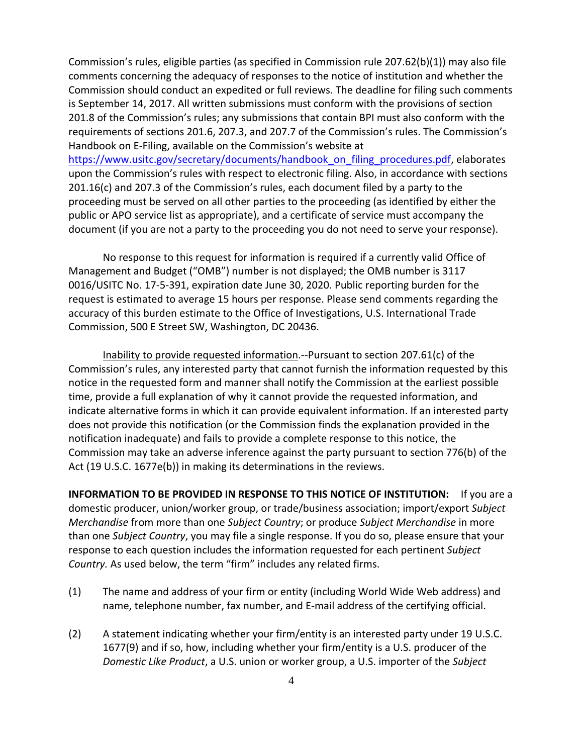Commission's rules, eligible parties (as specified in Commission rule 207.62(b)(1)) may also file comments concerning the adequacy of responses to the notice of institution and whether the Commission should conduct an expedited or full reviews. The deadline for filing such comments is September 14, 2017. All written submissions must conform with the provisions of section 201.8 of the Commission's rules; any submissions that contain BPI must also conform with the requirements of sections 201.6, 207.3, and 207.7 of the Commission's rules. The Commission's Handbook on E-Filing, available on the Commission's website at https://www.usitc.gov/secretary/documents/handbook_on_filing_procedures.pdf, elaborates upon the Commission's rules with respect to electronic filing. Also, in accordance with sections 201.16(c) and 207.3 of the Commission's rules, each document filed by a party to the proceeding must be served on all other parties to the proceeding (as identified by either the public or APO service list as appropriate), and a certificate of service must accompany the document (if you are not a party to the proceeding you do not need to serve your response).

No response to this request for information is required if a currently valid Office of Management and Budget ("OMB") number is not displayed; the OMB number is 3117 0016/USITC No. 17-5-391, expiration date June 30, 2020. Public reporting burden for the request is estimated to average 15 hours per response. Please send comments regarding the accuracy of this burden estimate to the Office of Investigations, U.S. International Trade Commission, 500 E Street SW, Washington, DC 20436.

Inability to provide requested information.--Pursuant to section 207.61(c) of the Commission's rules, any interested party that cannot furnish the information requested by this notice in the requested form and manner shall notify the Commission at the earliest possible time, provide a full explanation of why it cannot provide the requested information, and indicate alternative forms in which it can provide equivalent information. If an interested party does not provide this notification (or the Commission finds the explanation provided in the notification inadequate) and fails to provide a complete response to this notice, the Commission may take an adverse inference against the party pursuant to section 776(b) of the Act (19 U.S.C. 1677e(b)) in making its determinations in the reviews.

**INFORMATION TO BE PROVIDED IN RESPONSE TO THIS NOTICE OF INSTITUTION:** If you are a domestic producer, union/worker group, or trade/business association; import/export *Subject Merchandise* from more than one *Subject Country*; or produce *Subject Merchandise* in more than one *Subject Country*, you may file a single response. If you do so, please ensure that your response to each question includes the information requested for each pertinent *Subject Country.* As used below, the term "firm" includes any related firms.

(1) The name and address of your firm or entity (including World Wide Web address) and name, telephone number, fax number, and E-mail address of the certifying official.

(2) A statement indicating whether your firm/entity is an interested party under 19 U.S.C. 1677(9) and if so, how, including whether your firm/entity is a U.S. producer of the *Domestic Like Product*, a U.S. union or worker group, a U.S. importer of the *Subject*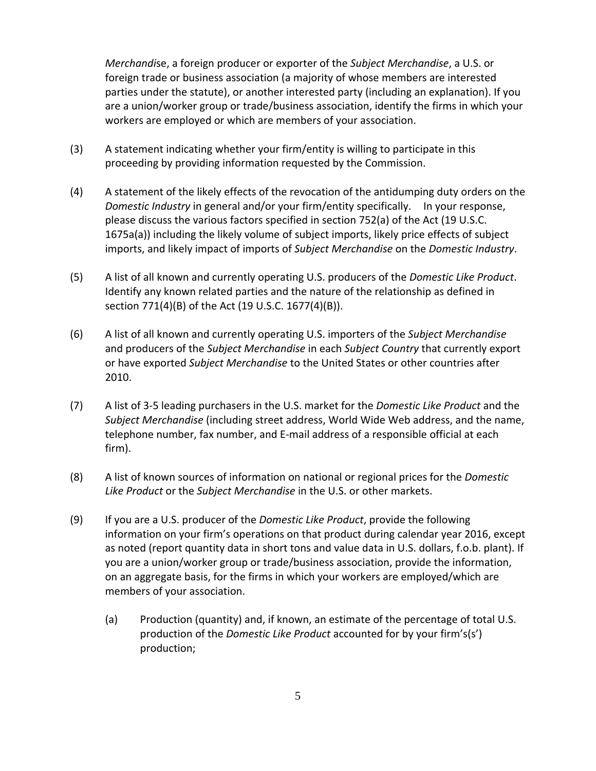*Merchandise*, a foreign producer or exporter of the *Subject Merchandise*, a U.S. or foreign trade or business association (a majority of whose members are interested parties under the statute), or another interested party (including an explanation). If you are a union/worker group or trade/business association, identify the firms in which your workers are employed or which are members of your association.

(3) A statement indicating whether your firm/entity is willing to participate in this proceeding by providing information requested by the Commission.

(4) A statement of the likely effects of the revocation of the antidumping duty orders on the *Domestic Industry* in general and/or your firm/entity specifically. In your response, please discuss the various factors specified in section 752(a) of the Act (19 U.S.C. 1675a(a)) including the likely volume of subject imports, likely price effects of subject imports, and likely impact of imports of *Subject Merchandise* on the *Domestic Industry*.

(5) A list of all known and currently operating U.S. producers of the *Domestic Like Product*. Identify any known related parties and the nature of the relationship as defined in section 771(4)(B) of the Act (19 U.S.C. 1677(4)(B)).

(6) A list of all known and currently operating U.S. importers of the *Subject Merchandise* and producers of the *Subject Merchandise* in each *Subject Country* that currently export or have exported *Subject Merchandise* to the United States or other countries after 2010.

(7) A list of 3-5 leading purchasers in the U.S. market for the *Domestic Like Product* and the *Subject Merchandise* (including street address, World Wide Web address, and the name, telephone number, fax number, and E-mail address of a responsible official at each firm).

(8) A list of known sources of information on national or regional prices for the *Domestic Like Product* or the *Subject Merchandise* in the U.S. or other markets.

(9) If you are a U.S. producer of the *Domestic Like Product*, provide the following information on your firm's operations on that product during calendar year 2016, except as noted (report quantity data in short tons and value data in U.S. dollars, f.o.b. plant). If you are a union/worker group or trade/business association, provide the information, on an aggregate basis, for the firms in which your workers are employed/which are members of your association.

   (a) Production (quantity) and, if known, an estimate of the percentage of total U.S. production of the *Domestic Like Product* accounted for by your firm's(s') production;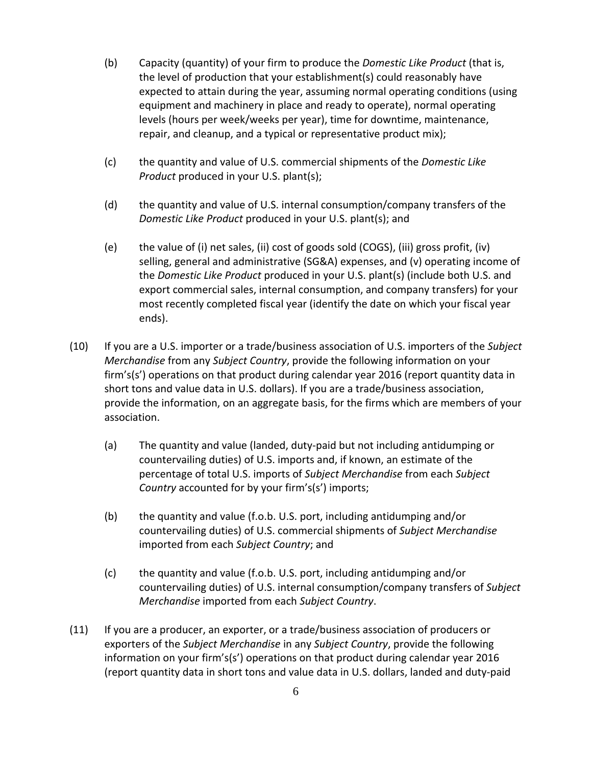(b) Capacity (quantity) of your firm to produce the *Domestic Like Product* (that is, the level of production that your establishment(s) could reasonably have expected to attain during the year, assuming normal operating conditions (using equipment and machinery in place and ready to operate), normal operating levels (hours per week/weeks per year), time for downtime, maintenance, repair, and cleanup, and a typical or representative product mix);

(c) the quantity and value of U.S. commercial shipments of the *Domestic Like Product* produced in your U.S. plant(s);

(d) the quantity and value of U.S. internal consumption/company transfers of the *Domestic Like Product* produced in your U.S. plant(s); and

(e) the value of (i) net sales, (ii) cost of goods sold (COGS), (iii) gross profit, (iv) selling, general and administrative (SG&A) expenses, and (v) operating income of the *Domestic Like Product* produced in your U.S. plant(s) (include both U.S. and export commercial sales, internal consumption, and company transfers) for your most recently completed fiscal year (identify the date on which your fiscal year ends).

(10) If you are a U.S. importer or a trade/business association of U.S. importers of the *Subject Merchandise* from any *Subject Country*, provide the following information on your firm's(s') operations on that product during calendar year 2016 (report quantity data in short tons and value data in U.S. dollars). If you are a trade/business association, provide the information, on an aggregate basis, for the firms which are members of your association.

(a) The quantity and value (landed, duty-paid but not including antidumping or countervailing duties) of U.S. imports and, if known, an estimate of the percentage of total U.S. imports of *Subject Merchandise* from each *Subject Country* accounted for by your firm's(s') imports;

(b) the quantity and value (f.o.b. U.S. port, including antidumping and/or countervailing duties) of U.S. commercial shipments of *Subject Merchandise* imported from each *Subject Country*; and

(c) the quantity and value (f.o.b. U.S. port, including antidumping and/or countervailing duties) of U.S. internal consumption/company transfers of *Subject Merchandise* imported from each *Subject Country*.

(11) If you are a producer, an exporter, or a trade/business association of producers or exporters of the *Subject Merchandise* in any *Subject Country*, provide the following information on your firm's(s') operations on that product during calendar year 2016 (report quantity data in short tons and value data in U.S. dollars, landed and duty-paid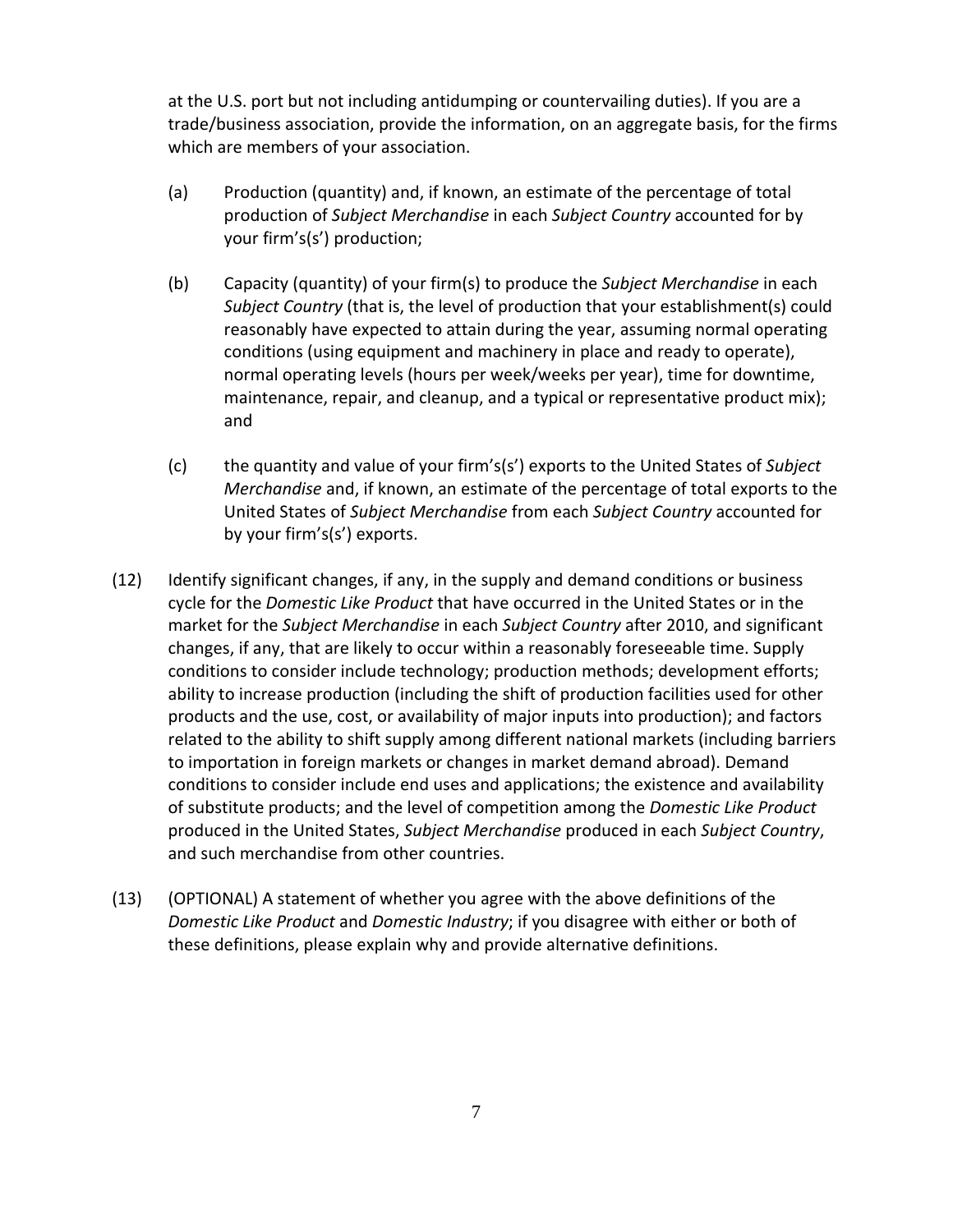at the U.S. port but not including antidumping or countervailing duties). If you are a trade/business association, provide the information, on an aggregate basis, for the firms which are members of your association.

(a) Production (quantity) and, if known, an estimate of the percentage of total production of *Subject Merchandise* in each *Subject Country* accounted for by your firm's(s') production;

(b) Capacity (quantity) of your firm(s) to produce the *Subject Merchandise* in each *Subject Country* (that is, the level of production that your establishment(s) could reasonably have expected to attain during the year, assuming normal operating conditions (using equipment and machinery in place and ready to operate), normal operating levels (hours per week/weeks per year), time for downtime, maintenance, repair, and cleanup, and a typical or representative product mix); and

(c) the quantity and value of your firm's(s') exports to the United States of *Subject Merchandise* and, if known, an estimate of the percentage of total exports to the United States of *Subject Merchandise* from each *Subject Country* accounted for by your firm's(s') exports.

(12) Identify significant changes, if any, in the supply and demand conditions or business cycle for the *Domestic Like Product* that have occurred in the United States or in the market for the *Subject Merchandise* in each *Subject Country* after 2010, and significant changes, if any, that are likely to occur within a reasonably foreseeable time. Supply conditions to consider include technology; production methods; development efforts; ability to increase production (including the shift of production facilities used for other products and the use, cost, or availability of major inputs into production); and factors related to the ability to shift supply among different national markets (including barriers to importation in foreign markets or changes in market demand abroad). Demand conditions to consider include end uses and applications; the existence and availability of substitute products; and the level of competition among the *Domestic Like Product* produced in the United States, *Subject Merchandise* produced in each *Subject Country*, and such merchandise from other countries.

(13) (OPTIONAL) A statement of whether you agree with the above definitions of the *Domestic Like Product* and *Domestic Industry*; if you disagree with either or both of these definitions, please explain why and provide alternative definitions.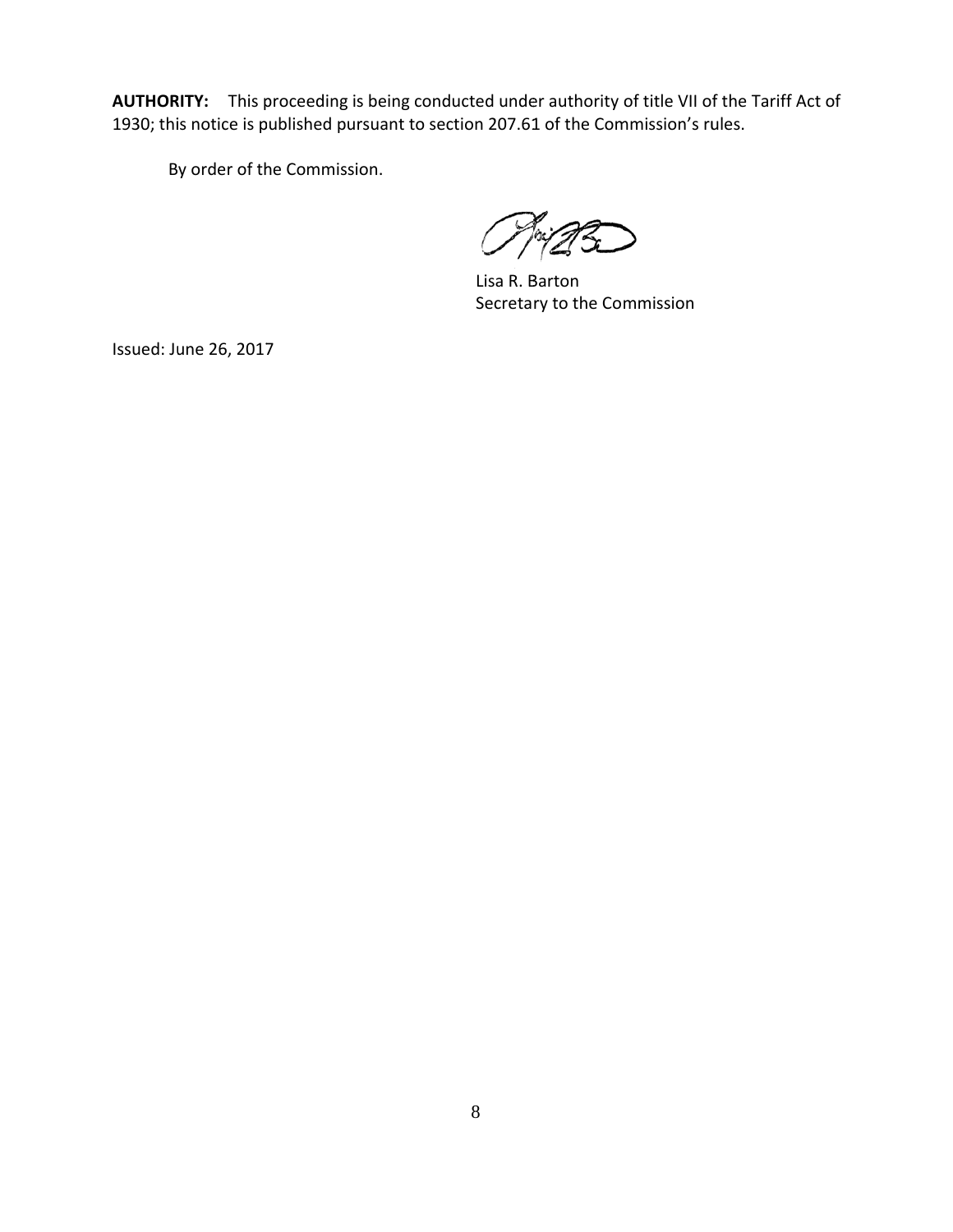**AUTHORITY:** This proceeding is being conducted under authority of title VII of the Tariff Act of 1930; this notice is published pursuant to section 207.61 of the Commission's rules.

By order of the Commission.

Lisa R. Barton
Secretary to the Commission

Issued: June 26, 2017